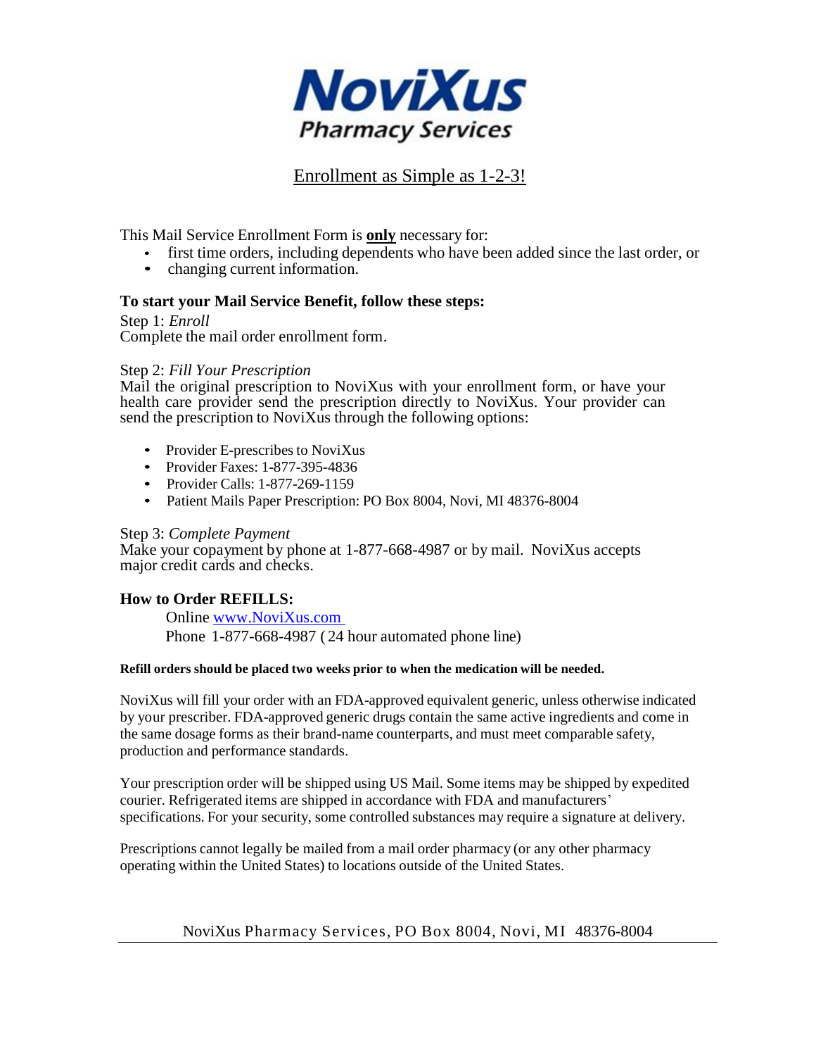# NoviXus

## Pharmacy Services

## Enrollment as Simple as 1-2-3!

This Mail Service Enrollment Form is **only** necessary for:

- first time orders, including dependents who have been added since the last order, or
- changing current information.

**To start your Mail Service Benefit, follow these steps:**

Step 1: *Enroll*
Complete the mail order enrollment form.

Step 2: *Fill Your Prescription*
Mail the original prescription to NoviXus with your enrollment form, or have your health care provider send the prescription directly to NoviXus. Your provider can send the prescription to NoviXus through the following options:

- Provider E-prescribes to NoviXus
- Provider Faxes: 1-877-395-4836
- Provider Calls: 1-877-269-1159
- Patient Mails Paper Prescription: PO Box 8004, Novi, MI 48376-8004

Step 3: *Complete Payment*
Make your copayment by phone at 1-877-668-4987 or by mail. NoviXus accepts major credit cards and checks.

**How to Order REFILLS:**

Online www.NoviXus.com
Phone 1-877-668-4987 ( 24 hour automated phone line)

**Refill orders should be placed two weeks prior to when the medication will be needed.**

NoviXus will fill your order with an FDA-approved equivalent generic, unless otherwise indicated by your prescriber. FDA-approved generic drugs contain the same active ingredients and come in the same dosage forms as their brand-name counterparts, and must meet comparable safety, production and performance standards.

Your prescription order will be shipped using US Mail. Some items may be shipped by expedited courier. Refrigerated items are shipped in accordance with FDA and manufacturers' specifications. For your security, some controlled substances may require a signature at delivery.

Prescriptions cannot legally be mailed from a mail order pharmacy (or any other pharmacy operating within the United States) to locations outside of the United States.

NoviXus Pharmacy Services, PO Box 8004, Novi, MI 48376-8004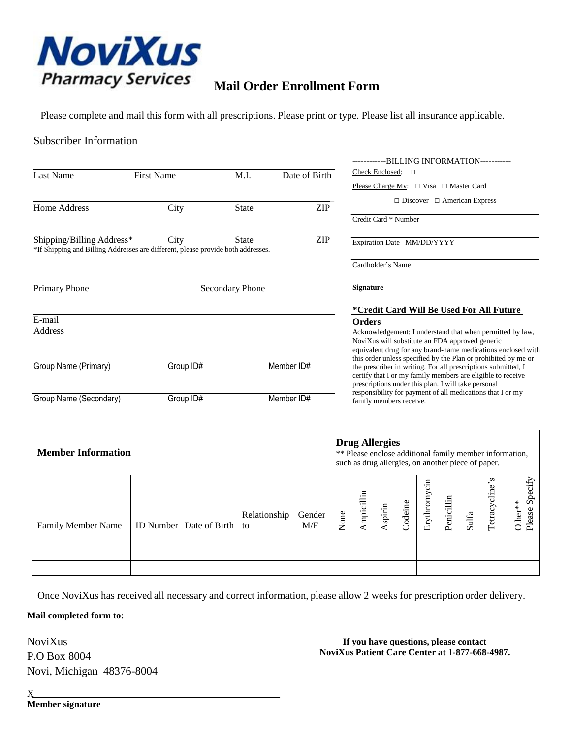# NoviXus Pharmacy Services

## Mail Order Enrollment Form

Please complete and mail this form with all prescriptions. Please print or type. Please list all insurance applicable.

### Subscriber Information

Last Name | First Name | M.I. | Date of Birth

Home Address | City | State | ZIP

Shipping/Billing Address* | City | State | ZIP

*If Shipping and Billing Addresses are different, please provide both addresses.

Primary Phone | Secondary Phone

E-mail Address

Group Name (Primary) | Group ID# | Member ID#

Group Name (Secondary) | Group ID# | Member ID#

------------BILLING INFORMATION-----------

Check Enclosed: □

Please Charge My: □ Visa □ Master Card □ Discover □ American Express

Credit Card * Number

Expiration Date MM/DD/YYYY

Cardholder's Name

**Signature**

**\*Credit Card Will Be Used For All Future Orders**

Acknowledgement: I understand that when permitted by law, NoviXus will substitute an FDA approved generic equivalent drug for any brand-name medications enclosed with this order unless specified by the Plan or prohibited by me or the prescriber in writing. For all prescriptions submitted, I certify that I or my family members are eligible to receive prescriptions under this plan. I will take personal responsibility for payment of all medications that I or my family members receive.

| **Member Information** | | | | | **Drug Allergies** ** Please enclose additional family member information, such as drug allergies, on another piece of paper. | | | | | | | | |
|---|---|---|---|---|---|---|---|---|---|---|---|---|---|
| Family Member Name | ID Number | Date of Birth | Relationship to | Gender M/F | None | Ampicillin | Aspirin | Codeine | Erythromycin | Penicillin | Sulfa | Tetracycline's | Other** Please Specify |
| | | | | | | | | | | | | | |
| | | | | | | | | | | | | | |
| | | | | | | | | | | | | | |

Once NoviXus has received all necessary and correct information, please allow 2 weeks for prescription order delivery.

**Mail completed form to:**

NoviXus
P.O Box 8004
Novi, Michigan 48376-8004

**If you have questions, please contact NoviXus Patient Care Center at 1-877-668-4987.**

X_______________________________________

**Member signature**